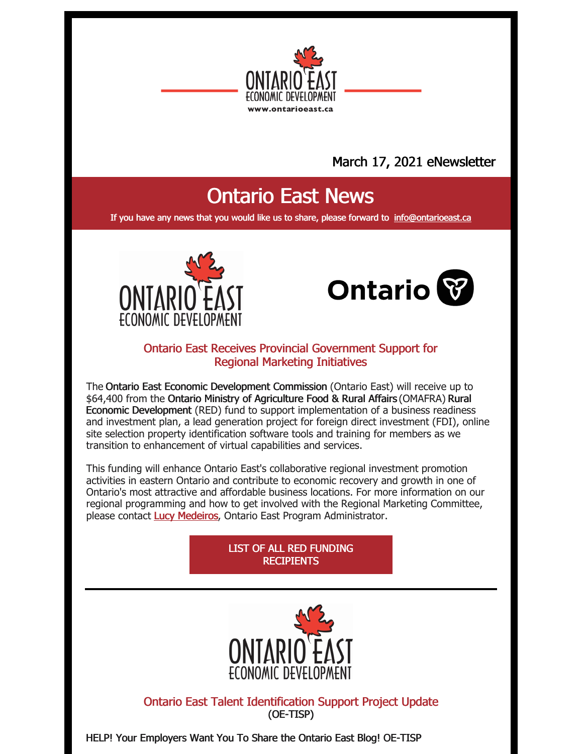March 17, 2021 eNewsletter

# Ontario East News

If you have any news that you would like us to share, please forward to info@ontarioeast.ca

## Ontario East Receives Provincial Government Support for Regional Marketing Initiatives

The **Ontario East Economic Development Commission** (Ontario East) will receive up to $64,400 from the **Ontario Ministry of Agriculture Food & Rural Affairs** (OMAFRA) **Rural Economic Development** (RED) fund to support implementation of a business readiness and investment plan, a lead generation project for foreign direct investment (FDI), online site selection property identification software tools and training for members as we transition to enhancement of virtual capabilities and services.

This funding will enhance Ontario East's collaborative regional investment promotion activities in eastern Ontario and contribute to economic recovery and growth in one of Ontario's most attractive and affordable business locations. For more information on our regional programming and how to get involved with the Regional Marketing Committee, please contact Lucy Medeiros, Ontario East Program Administrator.

LIST OF ALL RED FUNDING RECIPIENTS

---

## Ontario East Talent Identification Support Project Update
(OE-TISP)

HELP! Your Employers Want You To Share the Ontario East Blog! OE-TISP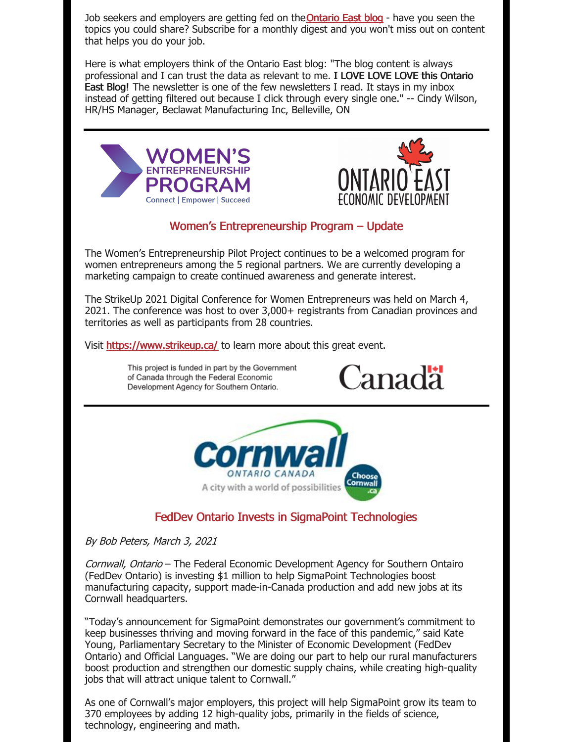Job seekers and employers are getting fed on the Ontario East blog - have you seen the topics you could share? Subscribe for a monthly digest and you won't miss out on content that helps you do your job.

Here is what employers think of the Ontario East blog: "The blog content is always professional and I can trust the data as relevant to me. **I LOVE LOVE LOVE this Ontario East Blog!** The newsletter is one of the few newsletters I read. It stays in my inbox instead of getting filtered out because I click through every single one." -- Cindy Wilson, HR/HS Manager, Beclawat Manufacturing Inc, Belleville, ON

## Women's Entrepreneurship Program – Update

The Women's Entrepreneurship Pilot Project continues to be a welcomed program for women entrepreneurs among the 5 regional partners. We are currently developing a marketing campaign to create continued awareness and generate interest.

The StrikeUp 2021 Digital Conference for Women Entrepreneurs was held on March 4, 2021. The conference was host to over 3,000+ registrants from Canadian provinces and territories as well as participants from 28 countries.

Visit https://www.strikeup.ca/ to learn more about this great event.

This project is funded in part by the Government of Canada through the Federal Economic Development Agency for Southern Ontario.

## FedDev Ontario Invests in SigmaPoint Technologies

*By Bob Peters, March 3, 2021*

*Cornwall, Ontario* – The Federal Economic Development Agency for Southern Ontairo (FedDev Ontario) is investing $1 million to help SigmaPoint Technologies boost manufacturing capacity, support made-in-Canada production and add new jobs at its Cornwall headquarters.

"Today's announcement for SigmaPoint demonstrates our government's commitment to keep businesses thriving and moving forward in the face of this pandemic," said Kate Young, Parliamentary Secretary to the Minister of Economic Development (FedDev Ontario) and Official Languages. "We are doing our part to help our rural manufacturers boost production and strengthen our domestic supply chains, while creating high-quality jobs that will attract unique talent to Cornwall."

As one of Cornwall's major employers, this project will help SigmaPoint grow its team to 370 employees by adding 12 high-quality jobs, primarily in the fields of science, technology, engineering and math.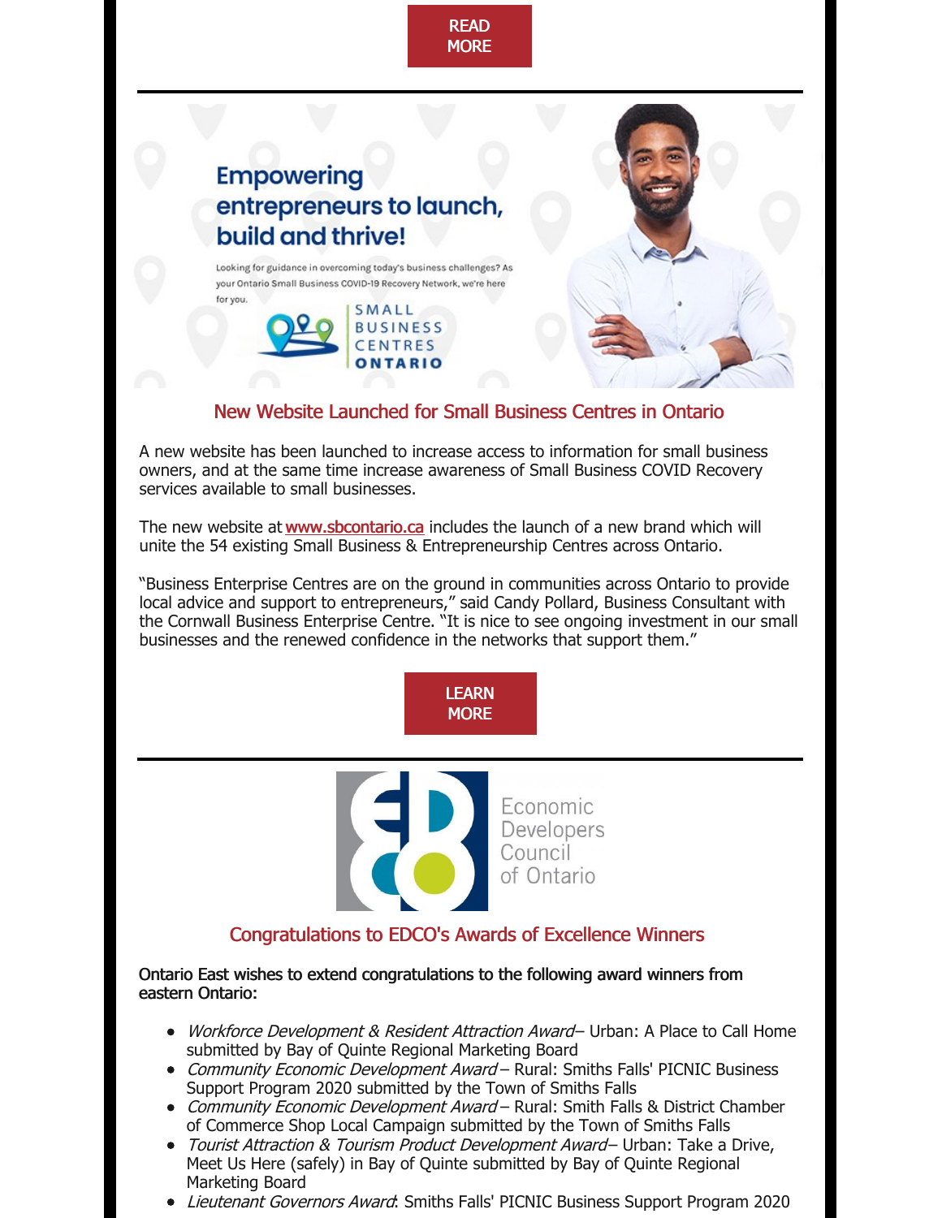READ MORE

Empowering entrepreneurs to launch, build and thrive!

Looking for guidance in overcoming today's business challenges? As your Ontario Small Business COVID-19 Recovery Network, we're here for you.

SMALL BUSINESS CENTRES ONTARIO

## New Website Launched for Small Business Centres in Ontario

A new website has been launched to increase access to information for small business owners, and at the same time increase awareness of Small Business COVID Recovery services available to small businesses.

The new website at [www.sbcontario.ca](www.sbcontario.ca) includes the launch of a new brand which will unite the 54 existing Small Business & Entrepreneurship Centres across Ontario.

"Business Enterprise Centres are on the ground in communities across Ontario to provide local advice and support to entrepreneurs," said Candy Pollard, Business Consultant with the Cornwall Business Enterprise Centre. "It is nice to see ongoing investment in our small businesses and the renewed confidence in the networks that support them."

LEARN MORE

Economic Developers Council of Ontario

## Congratulations to EDCO's Awards of Excellence Winners

**Ontario East wishes to extend congratulations to the following award winners from eastern Ontario:**

- *Workforce Development & Resident Attraction Award*– Urban: A Place to Call Home submitted by Bay of Quinte Regional Marketing Board
- *Community Economic Development Award* – Rural: Smiths Falls' PICNIC Business Support Program 2020 submitted by the Town of Smiths Falls
- *Community Economic Development Award* – Rural: Smith Falls & District Chamber of Commerce Shop Local Campaign submitted by the Town of Smiths Falls
- *Tourist Attraction & Tourism Product Development Award*– Urban: Take a Drive, Meet Us Here (safely) in Bay of Quinte submitted by Bay of Quinte Regional Marketing Board
- *Lieutenant Governors Award*: Smiths Falls' PICNIC Business Support Program 2020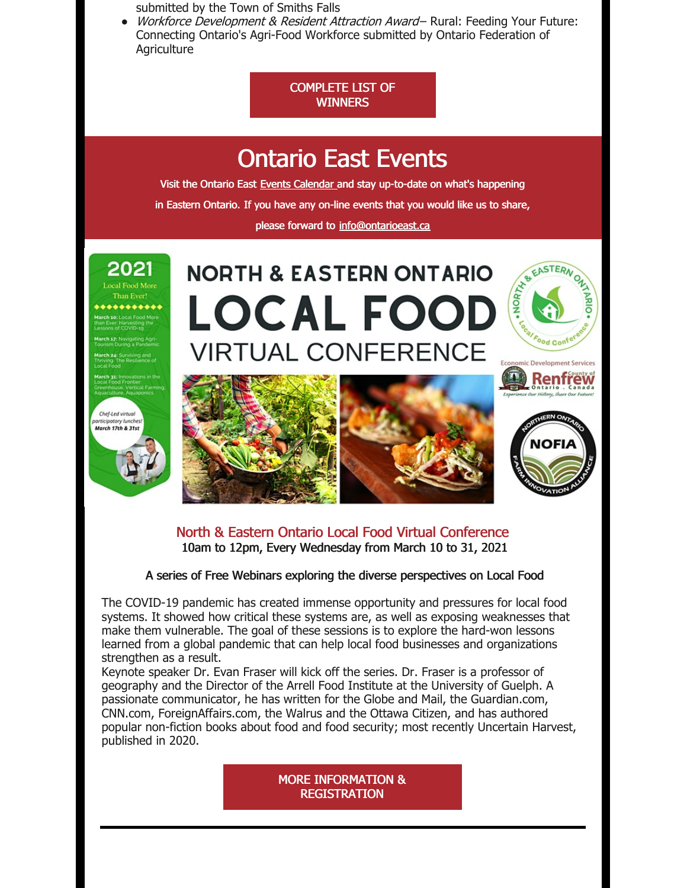submitted by the Town of Smiths Falls

- *Workforce Development & Resident Attraction Award*– Rural: Feeding Your Future: Connecting Ontario's Agri-Food Workforce submitted by Ontario Federation of Agriculture

COMPLETE LIST OF WINNERS

# Ontario East Events

Visit the Ontario East Events Calendar and stay up-to-date on what's happening in Eastern Ontario. If you have any on-line events that you would like us to share, please forward to info@ontarioeast.ca

## North & Eastern Ontario Local Food Virtual Conference

**10am to 12pm, Every Wednesday from March 10 to 31, 2021**

**A series of Free Webinars exploring the diverse perspectives on Local Food**

The COVID-19 pandemic has created immense opportunity and pressures for local food systems. It showed how critical these systems are, as well as exposing weaknesses that make them vulnerable. The goal of these sessions is to explore the hard-won lessons learned from a global pandemic that can help local food businesses and organizations strengthen as a result.

Keynote speaker Dr. Evan Fraser will kick off the series. Dr. Fraser is a professor of geography and the Director of the Arrell Food Institute at the University of Guelph. A passionate communicator, he has written for the Globe and Mail, the Guardian.com, CNN.com, ForeignAffairs.com, the Walrus and the Ottawa Citizen, and has authored popular non-fiction books about food and food security; most recently Uncertain Harvest, published in 2020.

MORE INFORMATION & REGISTRATION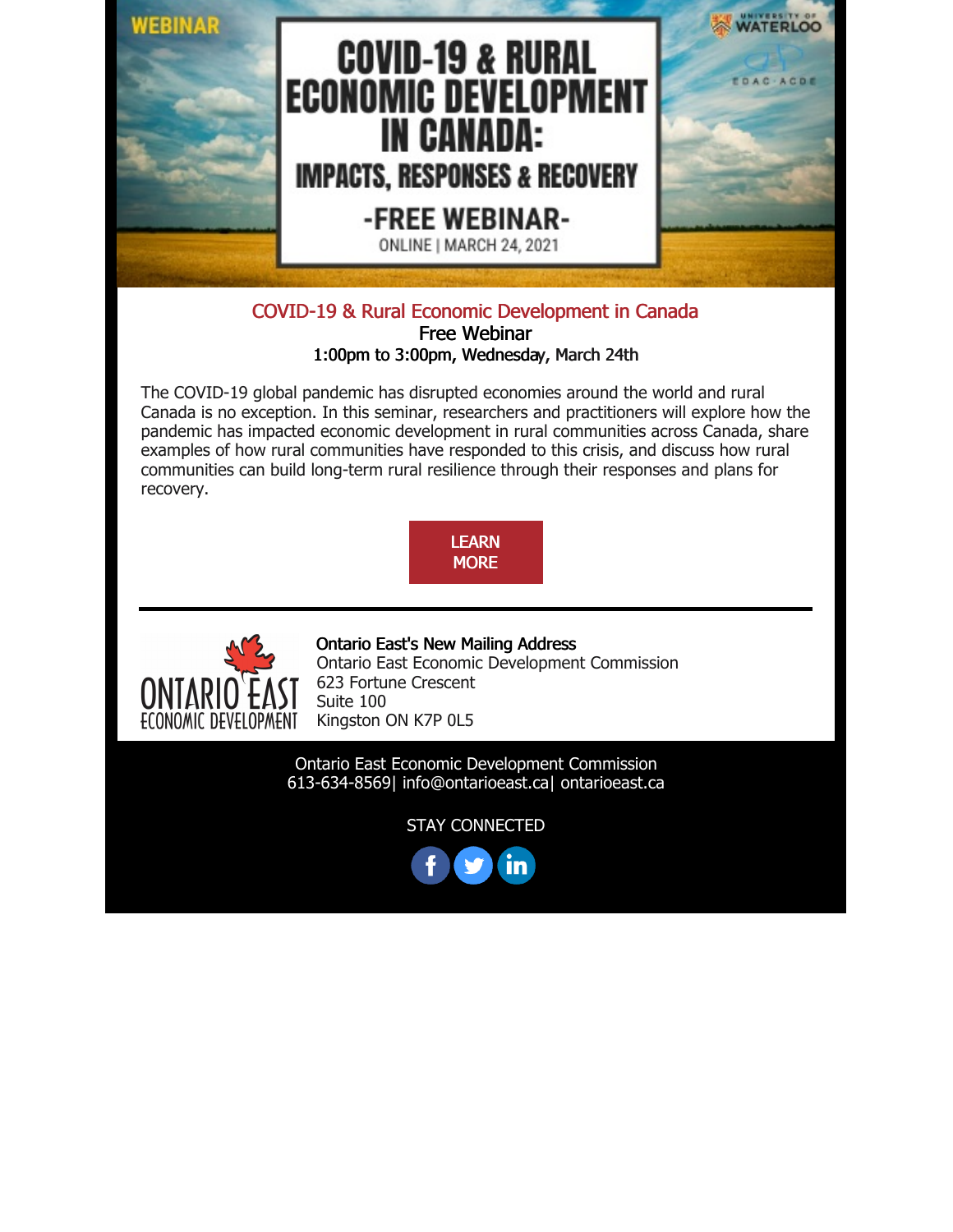WEBINAR

# COVID-19 & RURAL ECONOMIC DEVELOPMENT IN CANADA:

## IMPACTS, RESPONSES & RECOVERY

-FREE WEBINAR-

ONLINE | MARCH 24, 2021

UNIVERSITY OF WATERLOO

EDAC · ACDE

### COVID-19 & Rural Economic Development in Canada

Free Webinar

1:00pm to 3:00pm, Wednesday, March 24th

The COVID-19 global pandemic has disrupted economies around the world and rural Canada is no exception. In this seminar, researchers and practitioners will explore how the pandemic has impacted economic development in rural communities across Canada, share examples of how rural communities have responded to this crisis, and discuss how rural communities can build long-term rural resilience through their responses and plans for recovery.

LEARN MORE

---

ONTARIO EAST ECONOMIC DEVELOPMENT

**Ontario East's New Mailing Address**

Ontario East Economic Development Commission
623 Fortune Crescent
Suite 100
Kingston ON K7P 0L5

Ontario East Economic Development Commission
613-634-8569| info@ontarioeast.ca| ontarioeast.ca

STAY CONNECTED